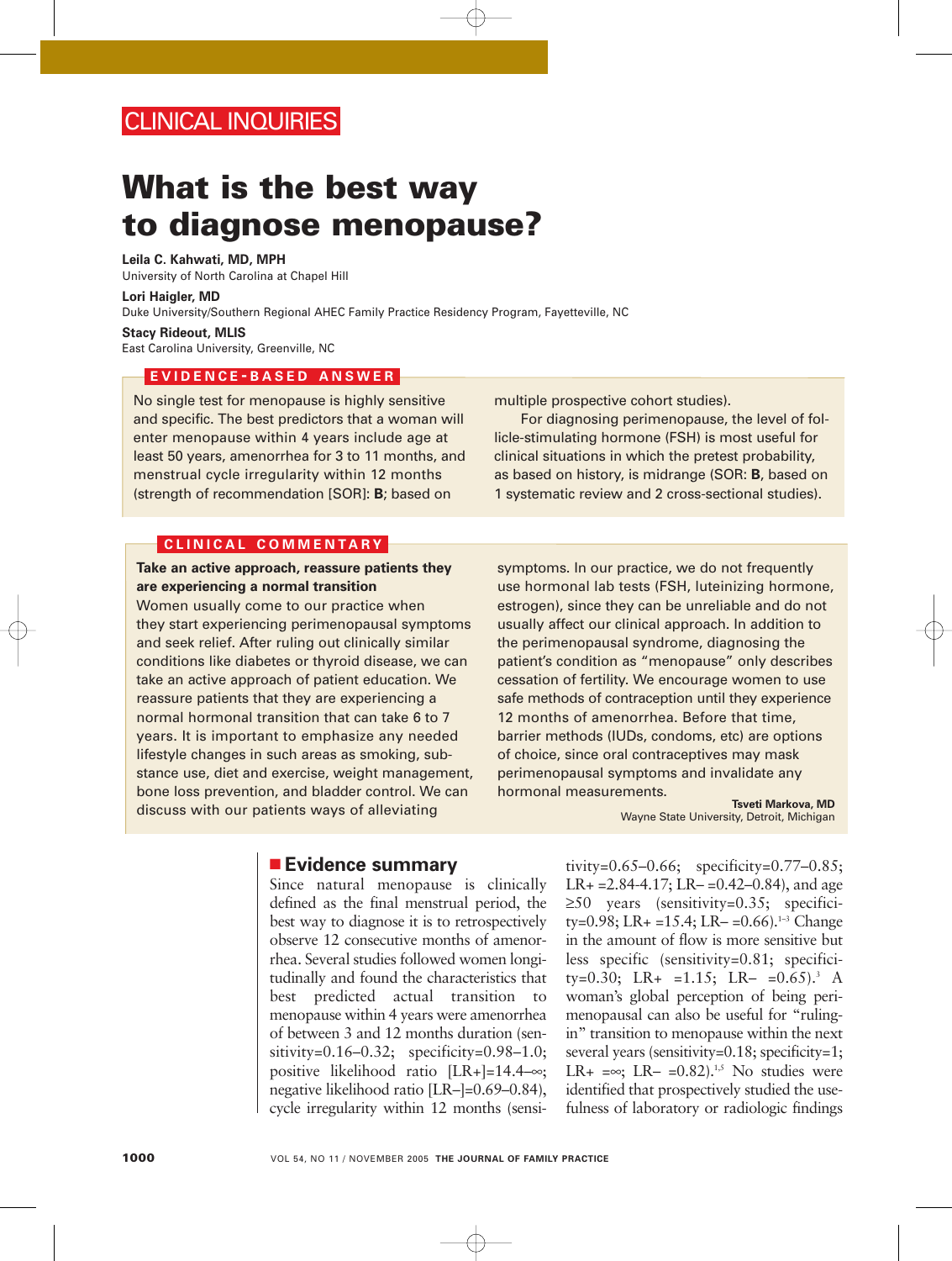CLINICAL INQUIRIES

# What is the best way to diagnose menopause?

**Leila C. Kahwati, MD, MPH**
University of North Carolina at Chapel Hill

**Lori Haigler, MD**
Duke University/Southern Regional AHEC Family Practice Residency Program, Fayetteville, NC

**Stacy Rideout, MLIS**
East Carolina University, Greenville, NC

## EVIDENCE-BASED ANSWER

No single test for menopause is highly sensitive and specific. The best predictors that a woman will enter menopause within 4 years include age at least 50 years, amenorrhea for 3 to 11 months, and menstrual cycle irregularity within 12 months (strength of recommendation [SOR]: **B**; based on multiple prospective cohort studies).

For diagnosing perimenopause, the level of follicle-stimulating hormone (FSH) is most useful for clinical situations in which the pretest probability, as based on history, is midrange (SOR: **B**, based on 1 systematic review and 2 cross-sectional studies).

## CLINICAL COMMENTARY

**Take an active approach, reassure patients they are experiencing a normal transition**

Women usually come to our practice when they start experiencing perimenopausal symptoms and seek relief. After ruling out clinically similar conditions like diabetes or thyroid disease, we can take an active approach of patient education. We reassure patients that they are experiencing a normal hormonal transition that can take 6 to 7 years. It is important to emphasize any needed lifestyle changes in such areas as smoking, substance use, diet and exercise, weight management, bone loss prevention, and bladder control. We can discuss with our patients ways of alleviating symptoms. In our practice, we do not frequently use hormonal lab tests (FSH, luteinizing hormone, estrogen), since they can be unreliable and do not usually affect our clinical approach. In addition to the perimenopausal syndrome, diagnosing the patient's condition as "menopause" only describes cessation of fertility. We encourage women to use safe methods of contraception until they experience 12 months of amenorrhea. Before that time, barrier methods (IUDs, condoms, etc) are options of choice, since oral contraceptives may mask perimenopausal symptoms and invalidate any hormonal measurements.

**Tsveti Markova, MD**
Wayne State University, Detroit, Michigan

## Evidence summary

Since natural menopause is clinically defined as the final menstrual period, the best way to diagnose it is to retrospectively observe 12 consecutive months of amenorrhea. Several studies followed women longitudinally and found the characteristics that best predicted actual transition to menopause within 4 years were amenorrhea of between 3 and 12 months duration (sensitivity=0.16–0.32; specificity=0.98–1.0; positive likelihood ratio [LR+]=14.4–∞; negative likelihood ratio [LR–]=0.69–0.84), cycle irregularity within 12 months (sensitivity=0.65–0.66; specificity=0.77–0.85; LR+ =2.84-4.17; LR– =0.42–0.84), and age ≥50 years (sensitivity=0.35; specificity=0.98; LR+ =15.4; LR– =0.66).[1–3] Change in the amount of flow is more sensitive but less specific (sensitivity=0.81; specificity=0.30; LR+ =1.15; LR– =0.65).[3] A woman's global perception of being perimenopausal can also be useful for "ruling-in" transition to menopause within the next several years (sensitivity=0.18; specificity=1; LR+ =∞; LR– =0.82).[1,5] No studies were identified that prospectively studied the usefulness of laboratory or radiologic findings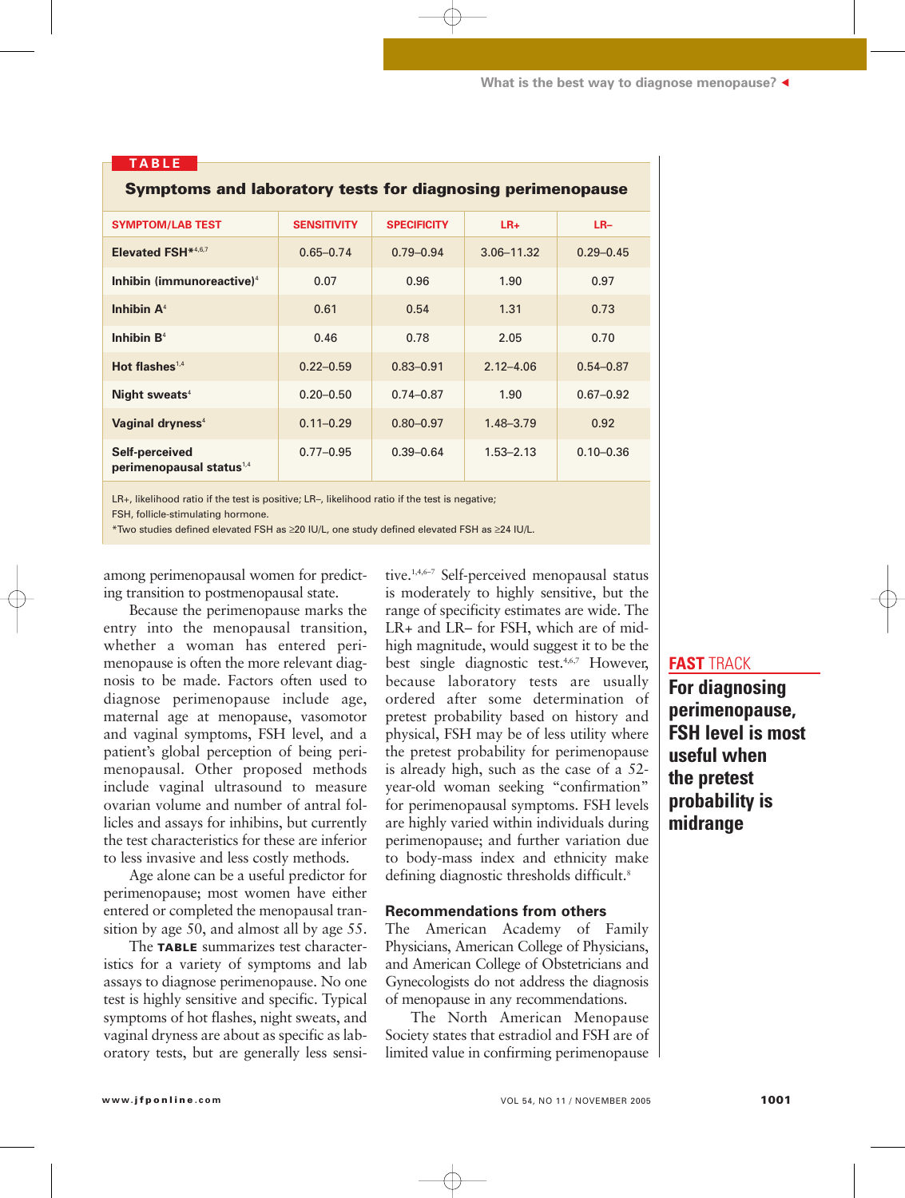**TABLE**

**Symptoms and laboratory tests for diagnosing perimenopause**

| SYMPTOM/LAB TEST | SENSITIVITY | SPECIFICITY | LR+ | LR– |
|---|---|---|---|---|
| Elevated FSH*[4,6,7] | 0.65–0.74 | 0.79–0.94 | 3.06–11.32 | 0.29–0.45 |
| Inhibin (immunoreactive)[4] | 0.07 | 0.96 | 1.90 | 0.97 |
| Inhibin A[4] | 0.61 | 0.54 | 1.31 | 0.73 |
| Inhibin B[4] | 0.46 | 0.78 | 2.05 | 0.70 |
| Hot flashes[1,4] | 0.22–0.59 | 0.83–0.91 | 2.12–4.06 | 0.54–0.87 |
| Night sweats[4] | 0.20–0.50 | 0.74–0.87 | 1.90 | 0.67–0.92 |
| Vaginal dryness[4] | 0.11–0.29 | 0.80–0.97 | 1.48–3.79 | 0.92 |
| Self-perceived perimenopausal status[1,4] | 0.77–0.95 | 0.39–0.64 | 1.53–2.13 | 0.10–0.36 |

LR+, likelihood ratio if the test is positive; LR–, likelihood ratio if the test is negative;
FSH, follicle-stimulating hormone.
*Two studies defined elevated FSH as ≥20 IU/L, one study defined elevated FSH as ≥24 IU/L.

among perimenopausal women for predicting transition to postmenopausal state.

Because the perimenopause marks the entry into the menopausal transition, whether a woman has entered perimenopause is often the more relevant diagnosis to be made. Factors often used to diagnose perimenopause include age, maternal age at menopause, vasomotor and vaginal symptoms, FSH level, and a patient's global perception of being perimenopausal. Other proposed methods include vaginal ultrasound to measure ovarian volume and number of antral follicles and assays for inhibins, but currently the test characteristics for these are inferior to less invasive and less costly methods.

Age alone can be a useful predictor for perimenopause; most women have either entered or completed the menopausal transition by age 50, and almost all by age 55.

The **TABLE** summarizes test characteristics for a variety of symptoms and lab assays to diagnose perimenopause. No one test is highly sensitive and specific. Typical symptoms of hot flashes, night sweats, and vaginal dryness are about as specific as laboratory tests, but are generally less sensitive.[1,4,6–7] Self-perceived menopausal status is moderately to highly sensitive, but the range of specificity estimates are wide. The LR+ and LR– for FSH, which are of mid-high magnitude, would suggest it to be the best single diagnostic test.[4,6,7] However, because laboratory tests are usually ordered after some determination of pretest probability based on history and physical, FSH may be of less utility where the pretest probability for perimenopause is already high, such as the case of a 52-year-old woman seeking "confirmation" for perimenopausal symptoms. FSH levels are highly varied within individuals during perimenopause; and further variation due to body-mass index and ethnicity make defining diagnostic thresholds difficult.[8]

**FAST TRACK**
**For diagnosing perimenopause, FSH level is most useful when the pretest probability is midrange**

### Recommendations from others

The American Academy of Family Physicians, American College of Physicians, and American College of Obstetricians and Gynecologists do not address the diagnosis of menopause in any recommendations.

The North American Menopause Society states that estradiol and FSH are of limited value in confirming perimenopause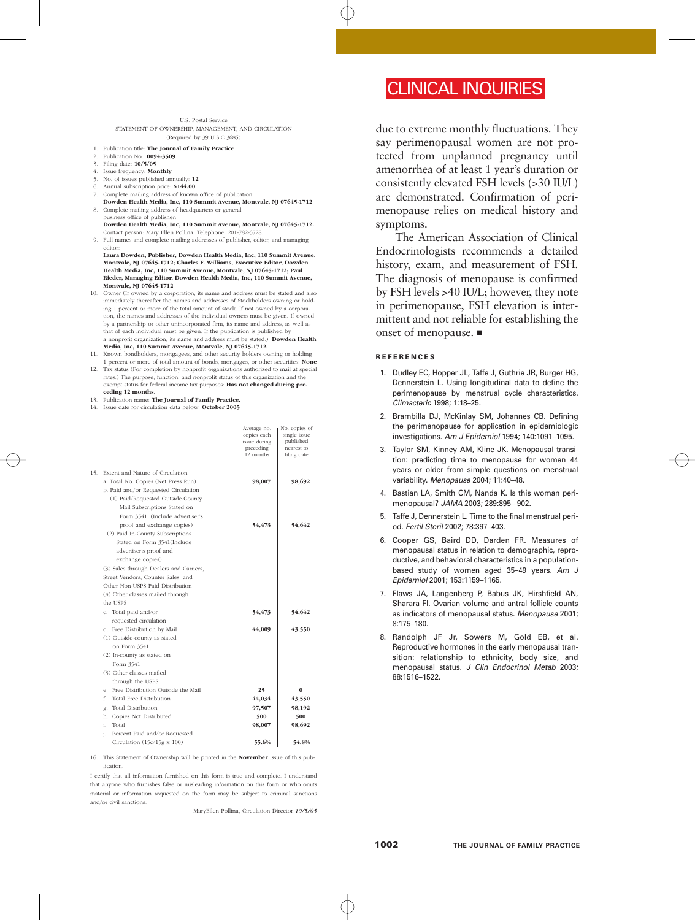U.S. Postal Service
STATEMENT OF OWNERSHIP, MANAGEMENT, AND CIRCULATION
(Required by 39 U.S.C 3685)

1. Publication title: **The Journal of Family Practice**
2. Publication No.: **0094-3509**
3. Filing date: **10/5/05**
4. Issue frequency: **Monthly**
5. No. of issues published annually: **12**
6. Annual subscription price: **$144.00**
7. Complete mailing address of known office of publication: **Dowden Health Media, Inc, 110 Summit Avenue, Montvale, NJ 07645-1712**
8. Complete mailing address of headquarters or general business office of publisher: **Dowden Health Media, Inc, 110 Summit Avenue, Montvale, NJ 07645-1712.** Contact person: Mary Ellen Pollina. Telephone: 201-782-5728.
9. Full names and complete mailing addresses of publisher, editor, and managing editor: **Laura Dowden, Publisher, Dowden Health Media, Inc, 110 Summit Avenue, Montvale, NJ 07645-1712; Charles F. Williams, Executive Editor, Dowden Health Media, Inc, 110 Summit Avenue, Montvale, NJ 07645-1712; Paul Rieder, Managing Editor, Dowden Health Media, Inc, 110 Summit Avenue, Montvale, NJ 07645-1712**
10. Owner (If owned by a corporation, its name and address must be stated and also immediately thereafter the names and addresses of Stockholders owning or holding 1 percent or more of the total amount of stock. If not owned by a corporation, the names and addresses of the individual owners must be given. If owned by a partnership or other unincorporated firm, its name and address, as well as that of each individual must be given. If the publication is published by a nonprofit organization, its name and address must be stated.): **Dowden Health Media, Inc, 110 Summit Avenue, Montvale, NJ 07645-1712.**
11. Known bondholders, mortgagees, and other security holders owning or holding 1 percent or more of total amount of bonds, mortgages, or other securities: **None**
12. Tax status (For completion by nonprofit organizations authorized to mail at special rates.) The purpose, function, and nonprofit status of this organization and the exempt status for federal income tax purposes: **Has not changed during preceding 12 months.**
13. Publication name: **The Journal of Family Practice.**
14. Issue date for circulation data below: **October 2005**

| | Average no. copies each issue during preceding 12 months | No. copies of single issue published nearest to filing date |
|---|---|---|
| 15. Extent and Nature of Circulation | | |
| a. Total No. Copies (Net Press Run) | **98,007** | **98,692** |
| b. Paid and/or Requested Circulation | | |
| (1) Paid/Requested Outside-County Mail Subscriptions Stated on Form 3541. (Include advertiser's proof and exchange copies) | **54,473** | **54,642** |
| (2) Paid In-County Subscriptions Stated on Form 3541(Include advertiser's proof and exchange copies) | | |
| (3) Sales through Dealers and Carriers, Street Vendors, Counter Sales, and Other Non-USPS Paid Distribution | | |
| (4) Other classes mailed through the USPS | | |
| c. Total paid and/or requested circulation | **54,473** | **54,642** |
| d. Free Distribution by Mail | **44,009** | **43,550** |
| (1) Outside-county as stated on Form 3541 | | |
| (2) In-county as stated on Form 3541 | | |
| (3) Other classes mailed through the USPS | | |
| e. Free Distribution Outside the Mail | **25** | **0** |
| f. Total Free Distribution | **44,034** | **43,550** |
| g. Total Distribution | **97,507** | **98,192** |
| h. Copies Not Distributed | **500** | **500** |
| i. Total | **98,007** | **98,692** |
| j. Percent Paid and/or Requested Circulation (15c/15g x 100) | **55.6%** | **54.8%** |

16. This Statement of Ownership will be printed in the **November** issue of this publication.

I certify that all information furnished on this form is true and complete. I understand that anyone who furnishes false or misleading information on this form or who omits material or information requested on the form may be subject to criminal sanctions and/or civil sanctions.

MaryEllen Pollina, Circulation Director *10/5/05*

# CLINICAL INQUIRIES

due to extreme monthly fluctuations. They say perimenopausal women are not protected from unplanned pregnancy until amenorrhea of at least 1 year's duration or consistently elevated FSH levels (>30 IU/L) are demonstrated. Confirmation of perimenopause relies on medical history and symptoms.

The American Association of Clinical Endocrinologists recommends a detailed history, exam, and measurement of FSH. The diagnosis of menopause is confirmed by FSH levels >40 IU/L; however, they note in perimenopause, FSH elevation is intermittent and not reliable for establishing the onset of menopause. ■

## REFERENCES

1. Dudley EC, Hopper JL, Taffe J, Guthrie JR, Burger HG, Dennerstein L. Using longitudinal data to define the perimenopause by menstrual cycle characteristics. *Climacteric* 1998; 1:18–25.
2. Brambilla DJ, McKinlay SM, Johannes CB. Defining the perimenopause for application in epidemiologic investigations. *Am J Epidemiol* 1994; 140:1091–1095.
3. Taylor SM, Kinney AM, Kline JK. Menopausal transition: predicting time to menopause for women 44 years or older from simple questions on menstrual variability. *Menopause* 2004; 11:40–48.
4. Bastian LA, Smith CM, Nanda K. Is this woman perimenopausal? *JAMA* 2003; 289:895—902.
5. Taffe J, Dennerstein L. Time to the final menstrual period. *Fertil Steril* 2002; 78:397–403.
6. Cooper GS, Baird DD, Darden FR. Measures of menopausal status in relation to demographic, reproductive, and behavioral characteristics in a population-based study of women aged 35–49 years. *Am J Epidemiol* 2001; 153:1159–1165.
7. Flaws JA, Langenberg P, Babus JK, Hirshfield AN, Sharara FI. Ovarian volume and antral follicle counts as indicators of menopausal status. *Menopause* 2001; 8:175–180.
8. Randolph JF Jr, Sowers M, Gold EB, et al. Reproductive hormones in the early menopausal transition: relationship to ethnicity, body size, and menopausal status. *J Clin Endocrinol Metab* 2003; 88:1516–1522.